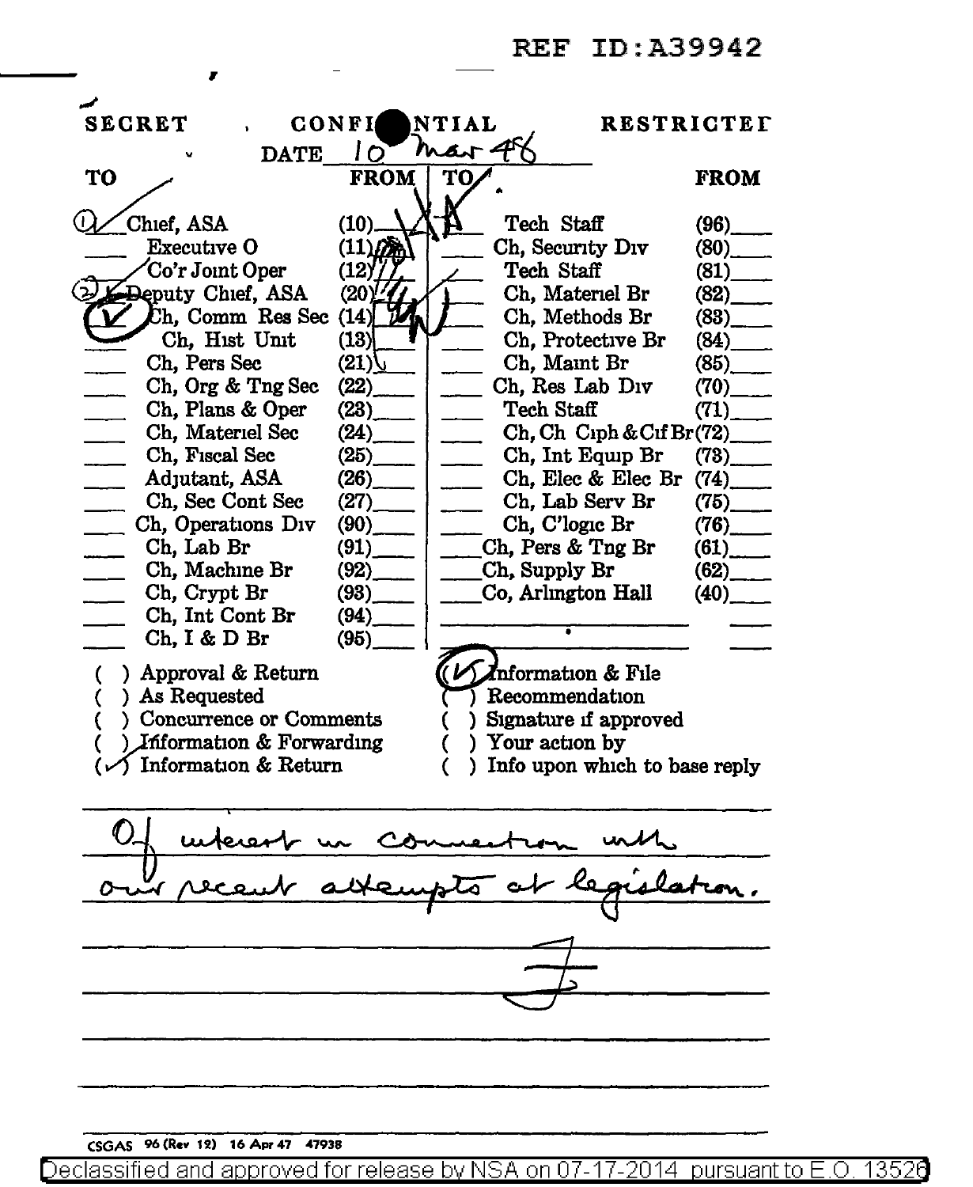REF ID:A39942

SECRET CONFIDENTIAL RESTRICTED

DATE 10 Mar 48

| TO | | FROM | TO | | FROM |
|---|---|---|---|---|---|
| ① ✓ | Chief, ASA | (10) | | Tech Staff | (96) |
| | Executive O | (11) | | Ch, Security Div | (80) |
| ✓ | Co'r Joint Oper | (12) | | Tech Staff | (81) |
| ② ✓ | Deputy Chief, ASA | (20) | | Ch, Materiel Br | (82) |
| ✓ | Ch, Comm Res Sec | (14) | | Ch, Methods Br | (83) |
| | Ch, Hist Unit | (13) | | Ch, Protective Br | (84) |
| | Ch, Pers Sec | (21) | | Ch, Maint Br | (85) |
| | Ch, Org & Tng Sec | (22) | | Ch, Res Lab Div | (70) |
| | Ch, Plans & Oper | (23) | | Tech Staff | (71) |
| | Ch, Materiel Sec | (24) | | Ch, Ch Ciph & Cif Br | (72) |
| | Ch, Fiscal Sec | (25) | | Ch, Int Equip Br | (73) |
| | Adjutant, ASA | (26) | | Ch, Elec & Elec Br | (74) |
| | Ch, Sec Cont Sec | (27) | | Ch, Lab Serv Br | (75) |
| | Ch, Operations Div | (90) | | Ch, C'logic Br | (76) |
| | Ch, Lab Br | (91) | | Ch, Pers & Tng Br | (61) |
| | Ch, Machine Br | (92) | | Ch, Supply Br | (62) |
| | Ch, Crypt Br | (93) | | Co, Arlington Hall | (40) |
| | Ch, Int Cont Br | (94) | | | |
| | Ch, I & D Br | (95) | | | |

( ) Approval & Return
( ) As Requested
( ) Concurrence or Comments
( ) Information & Forwarding
(✓) Information & Return

(✓) Information & File
( ) Recommendation
( ) Signature if approved
( ) Your action by
( ) Info upon which to base reply

Of interest in connection with our recent attempts at legislation.

J

CSGAS 96 (Rev 12) 16 Apr 47 47938

Declassified and approved for release by NSA on 07-17-2014 pursuant to E.O. 13526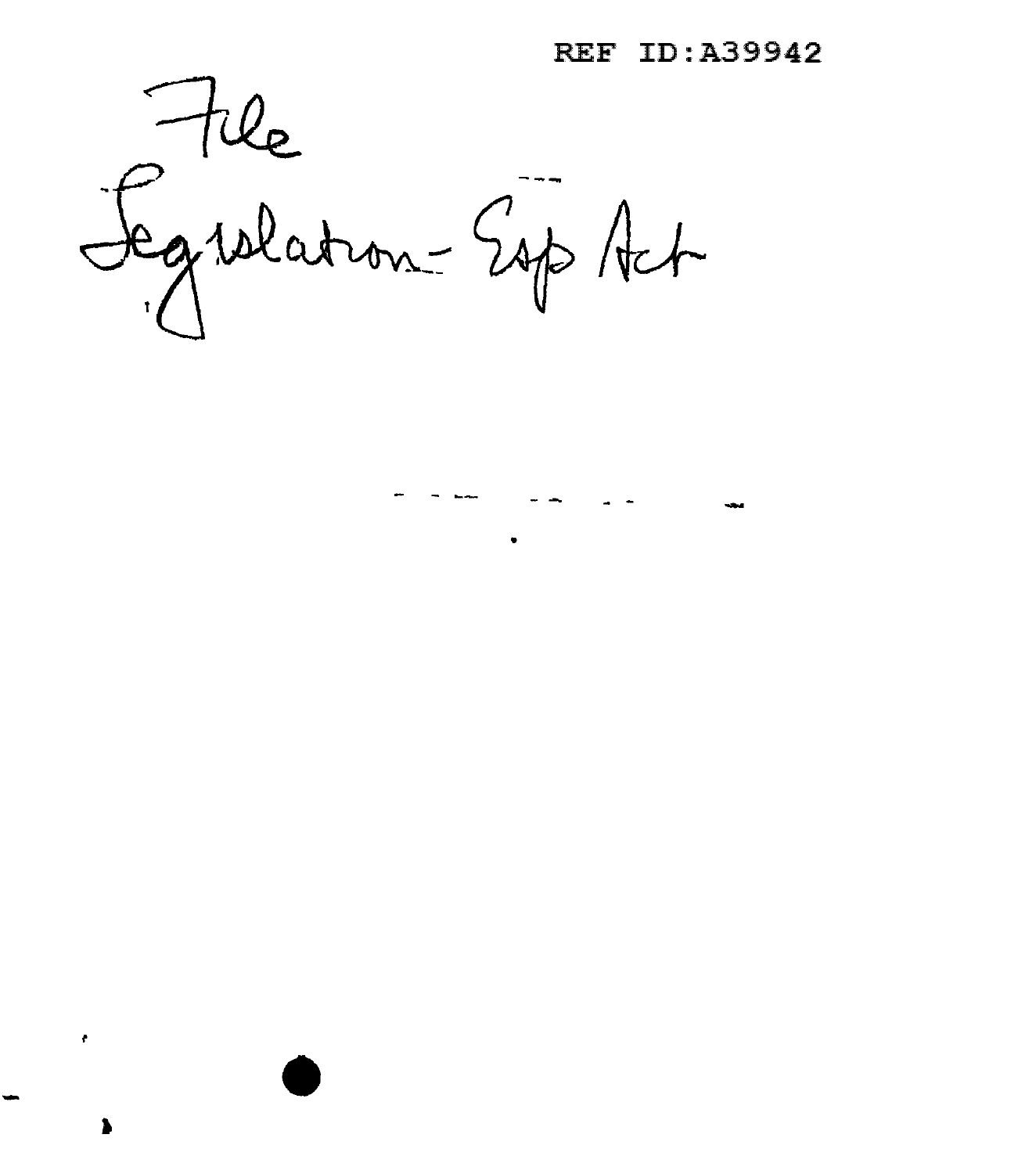REF ID:A39942

File

Legislation - Esp Act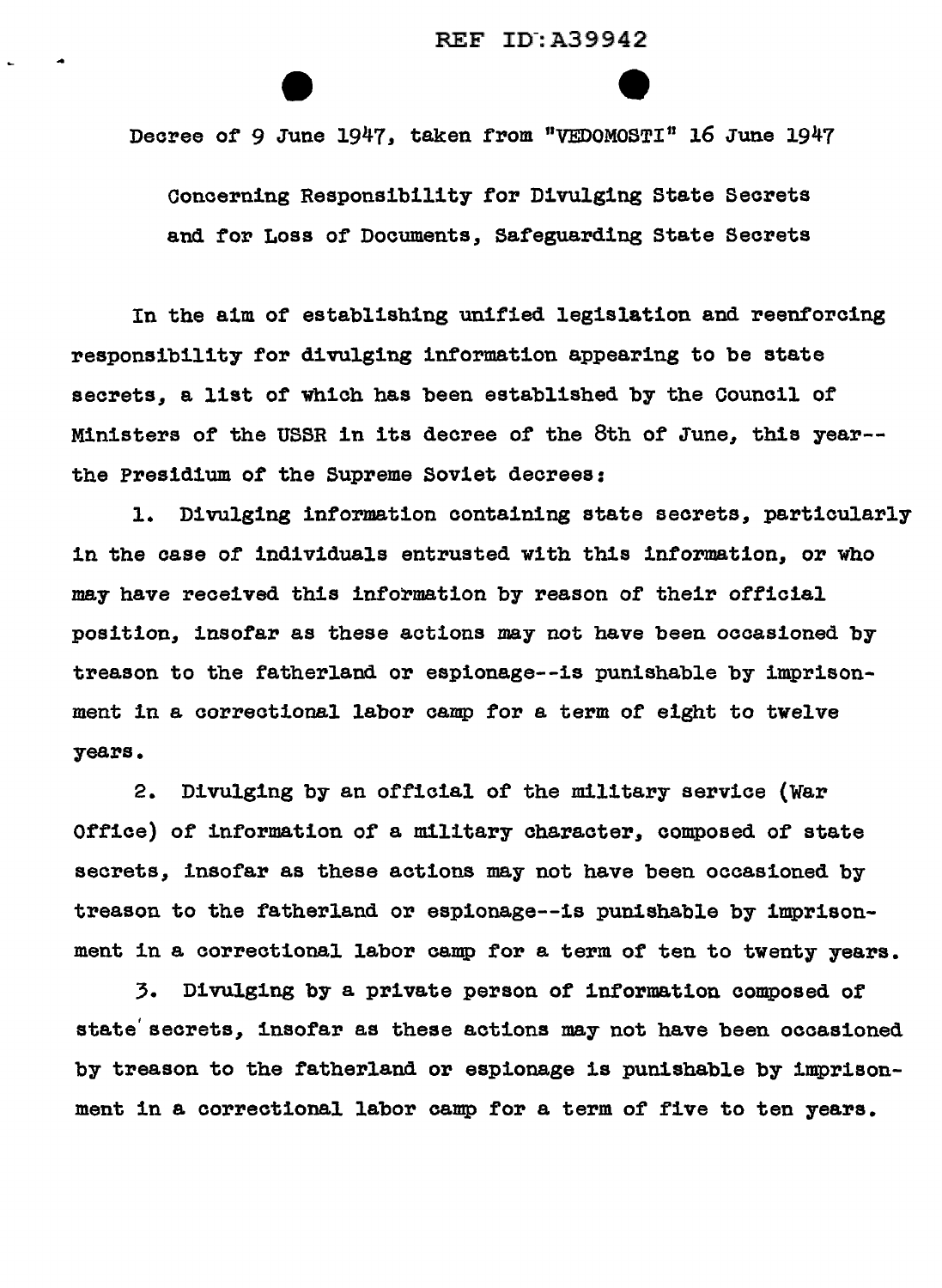Decree of 9 June 1947, taken from "VEDOMOSTI" 16 June 1947

Concerning Responsibility for Divulging State Secrets and for Loss of Documents, Safeguarding State Secrets

In the aim of establishing unified legislation and reenforcing responsibility for divulging information appearing to be state secrets, a list of which has been established by the Council of Ministers of the USSR in its decree of the 8th of June, this year--the Presidium of the Supreme Soviet decrees:

1. Divulging information containing state secrets, particularly in the case of individuals entrusted with this information, or who may have received this information by reason of their official position, insofar as these actions may not have been occasioned by treason to the fatherland or espionage--is punishable by imprisonment in a correctional labor camp for a term of eight to twelve years.

2. Divulging by an official of the military service (War Office) of information of a military character, composed of state secrets, insofar as these actions may not have been occasioned by treason to the fatherland or espionage--is punishable by imprisonment in a correctional labor camp for a term of ten to twenty years.

3. Divulging by a private person of information composed of state secrets, insofar as these actions may not have been occasioned by treason to the fatherland or espionage is punishable by imprisonment in a correctional labor camp for a term of five to ten years.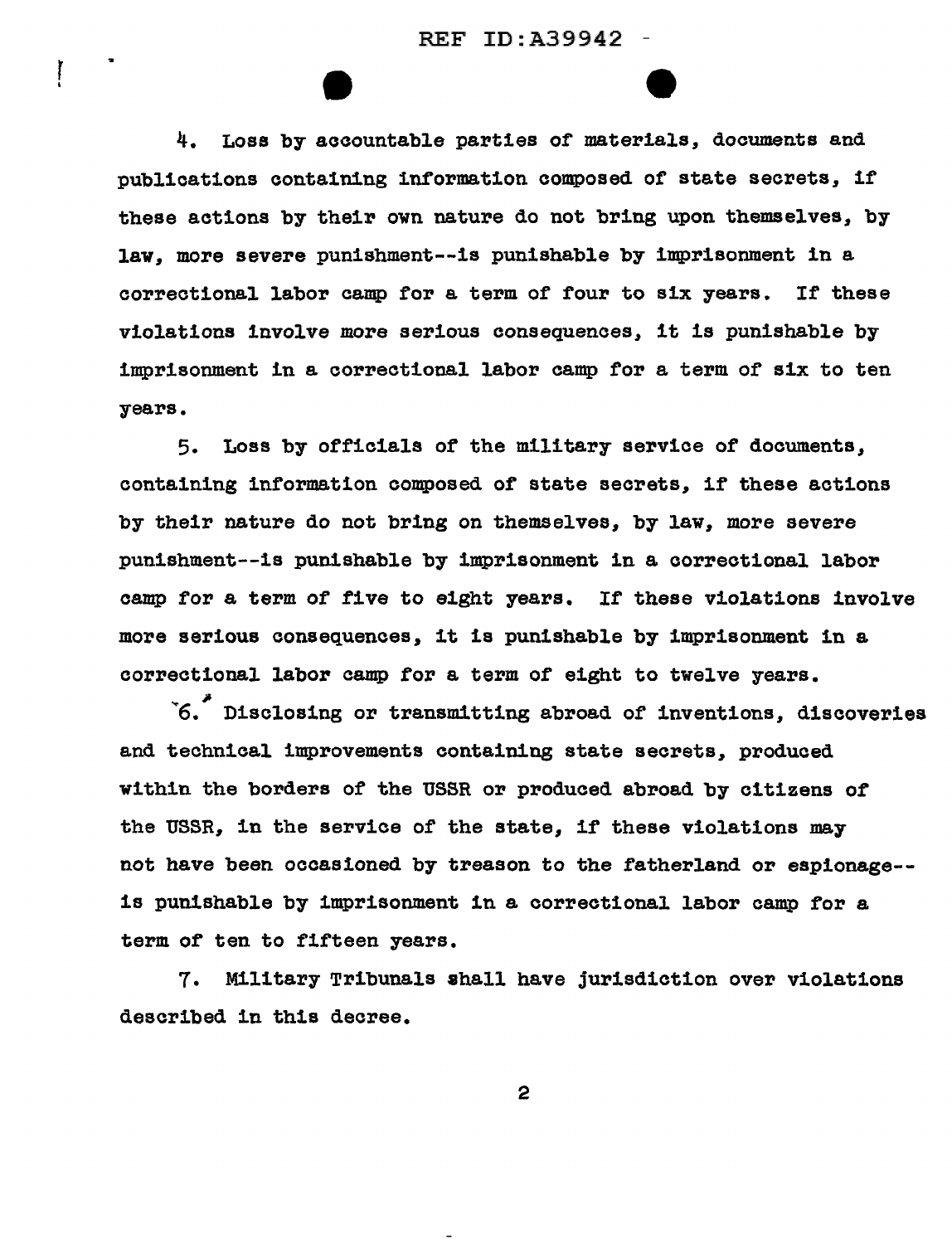4. Loss by accountable parties of materials, documents and publications containing information composed of state secrets, if these actions by their own nature do not bring upon themselves, by law, more severe punishment--is punishable by imprisonment in a correctional labor camp for a term of four to six years. If these violations involve more serious consequences, it is punishable by imprisonment in a correctional labor camp for a term of six to ten years.

5. Loss by officials of the military service of documents, containing information composed of state secrets, if these actions by their nature do not bring on themselves, by law, more severe punishment--is punishable by imprisonment in a correctional labor camp for a term of five to eight years. If these violations involve more serious consequences, it is punishable by imprisonment in a correctional labor camp for a term of eight to twelve years.

6. Disclosing or transmitting abroad of inventions, discoveries and technical improvements containing state secrets, produced within the borders of the USSR or produced abroad by citizens of the USSR, in the service of the state, if these violations may not have been occasioned by treason to the fatherland or espionage--is punishable by imprisonment in a correctional labor camp for a term of ten to fifteen years.

7. Military Tribunals shall have jurisdiction over violations described in this decree.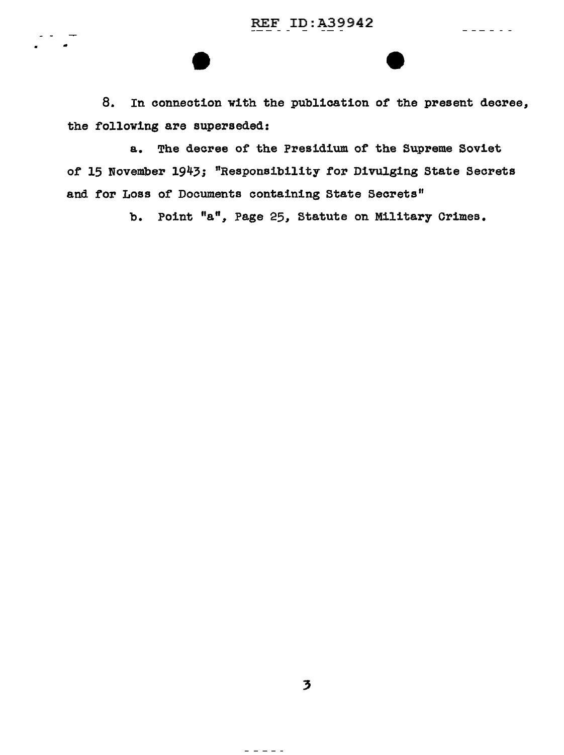8. In connection with the publication of the present decree, the following are superseded:

a. The decree of the Presidium of the Supreme Soviet of 15 November 1943; "Responsibility for Divulging State Secrets and for Loss of Documents containing State Secrets"

b. Point "a", Page 25, Statute on Military Crimes.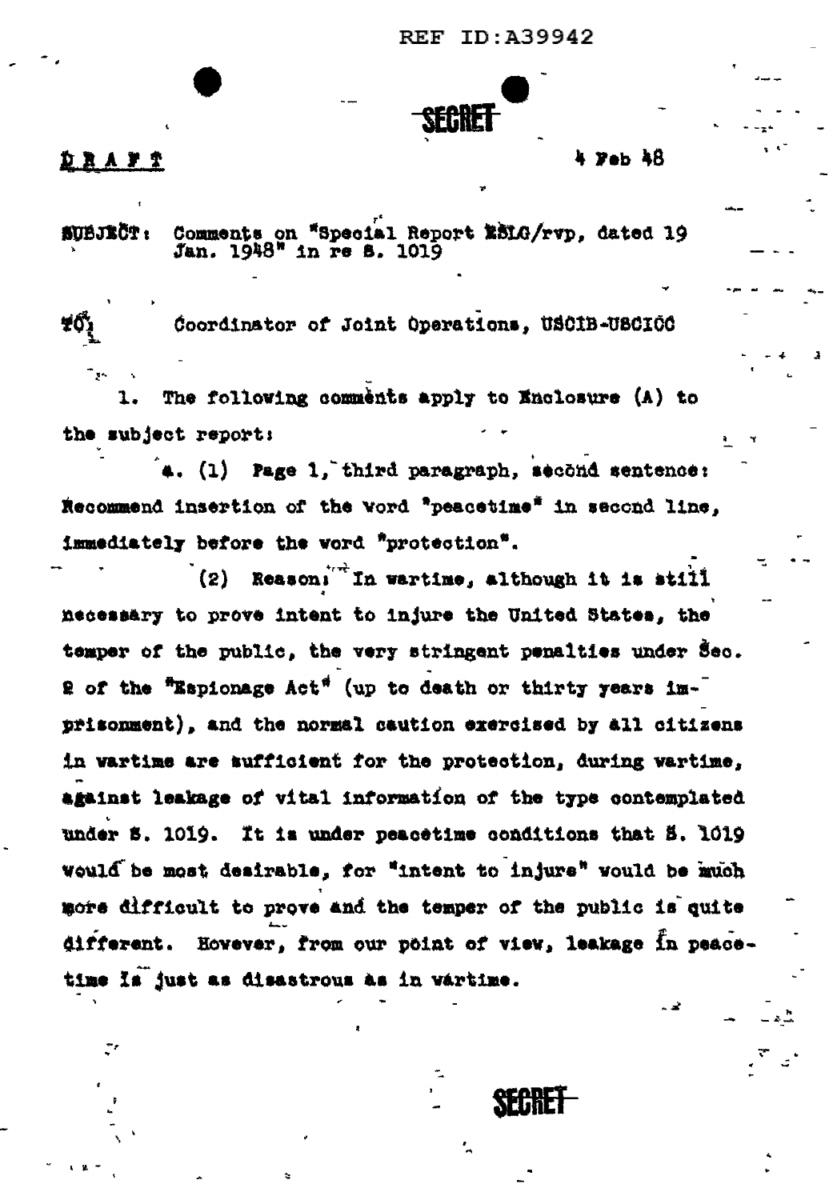REF ID:A39942

SECRET

**DRAFT** 4 Feb 48

SUBJECT: Comments on "Special Report ESLG/rvp, dated 19 Jan. 1948" in re S. 1019

TO: Coordinator of Joint Operations, USCIB-USCICC

1. The following comments apply to Enclosure (A) to the subject report:

a. (1) Page 1, third paragraph, second sentence: Recommend insertion of the word "peacetime" in second line, immediately before the word "protection".

(2) Reason: In wartime, although it is still necessary to prove intent to injure the United States, the temper of the public, the very stringent penalties under Sec. 2 of the "Espionage Act" (up to death or thirty years imprisonment), and the normal caution exercised by all citizens in wartime are sufficient for the protection, during wartime, against leakage of vital information of the type contemplated under S. 1019. It is under peacetime conditions that S. 1019 would be most desirable, for "intent to injure" would be much more difficult to prove and the temper of the public is quite different. However, from our point of view, leakage in peacetime is just as disastrous as in wartime.

SECRET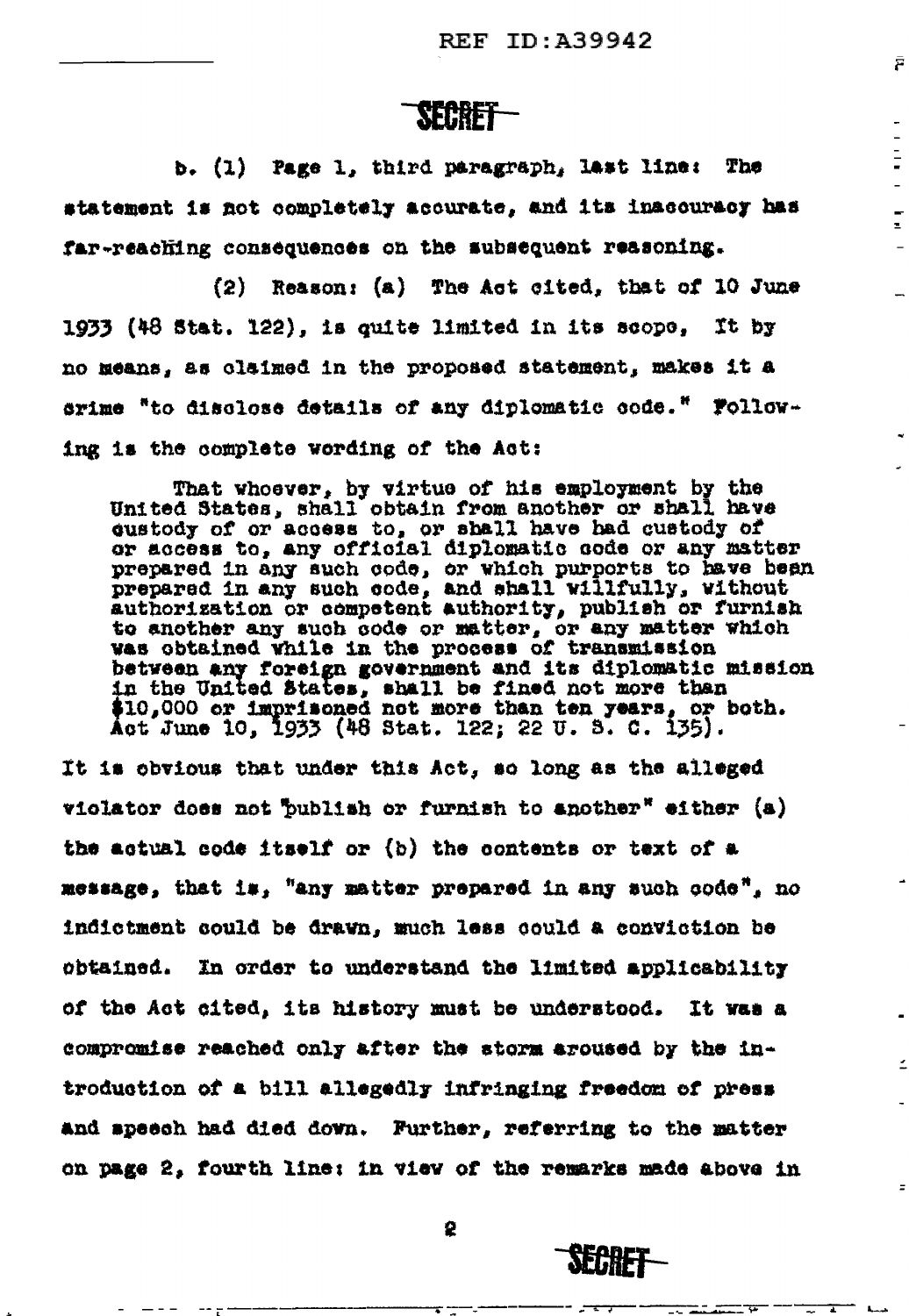SECRET

b. (1) Page 1, third paragraph, last line: The statement is not completely accurate, and its inaccuracy has far-reaching consequences on the subsequent reasoning.

(2) Reason: (a) The Act cited, that of 10 June 1933 (48 Stat. 122), is quite limited in its scope. It by no means, as claimed in the proposed statement, makes it a crime "to disclose details of any diplomatic code." Following is the complete wording of the Act:

> That whoever, by virtue of his employment by the United States, shall obtain from another or shall have custody of or access to, or shall have had custody of or access to, any official diplomatic code or any matter prepared in any such code, or which purports to have been prepared in any such code, and shall willfully, without authorization or competent authority, publish or furnish to another any such code or matter, or any matter which was obtained while in the process of transmission between any foreign government and its diplomatic mission in the United States, shall be fined not more than $10,000 or imprisoned not more than ten years, or both. Act June 10, 1933 (48 Stat. 122; 22 U. S. C. 135).

It is obvious that under this Act, so long as the alleged violator does not "publish or furnish to another" either (a) the actual code itself or (b) the contents or text of a message, that is, "any matter prepared in any such code", no indictment could be drawn, much less could a conviction be obtained. In order to understand the limited applicability of the Act cited, its history must be understood. It was a compromise reached only after the storm aroused by the introduction of a bill allegedly infringing freedom of press and speech had died down. Further, referring to the matter on page 2, fourth line: in view of the remarks made above in

SECRET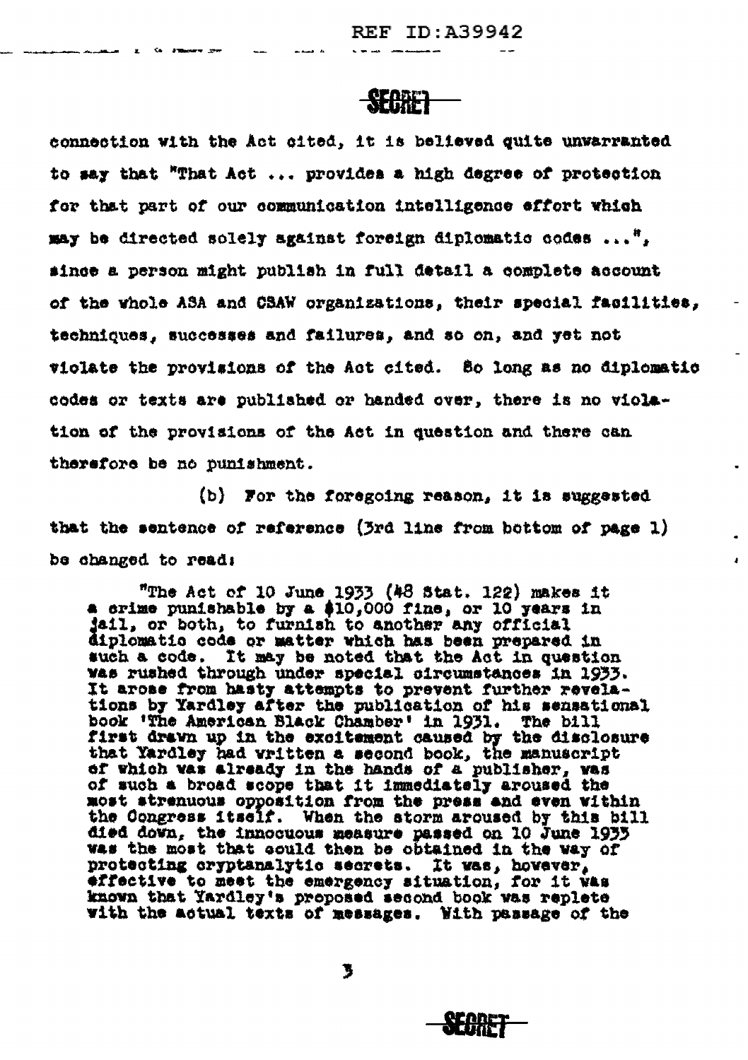connection with the Act cited, it is believed quite unwarranted to say that "That Act ... provides a high degree of protection for that part of our communication intelligence effort which may be directed solely against foreign diplomatic codes ...", since a person might publish in full detail a complete account of the whole ASA and CSAW organizations, their special facilities, techniques, successes and failures, and so on, and yet not violate the provisions of the Act cited. So long as no diplomatic codes or texts are published or handed over, there is no violation of the provisions of the Act in question and there can therefore be no punishment.

(b) For the foregoing reason, it is suggested that the sentence of reference (3rd line from bottom of page 1) be changed to read:

> "The Act of 10 June 1933 (48 Stat. 122) makes it a crime punishable by a $10,000 fine, or 10 years in jail, or both, to furnish to another any official diplomatic code or matter which has been prepared in such a code. It may be noted that the Act in question was rushed through under special circumstances in 1933. It arose from hasty attempts to prevent further revelations by Yardley after the publication of his sensational book 'The American Black Chamber' in 1931. The bill first drawn up in the excitement caused by the disclosure that Yardley had written a second book, the manuscript of which was already in the hands of a publisher, was of such a broad scope that it immediately aroused the most strenuous opposition from the press and even within the Congress itself. When the storm aroused by this bill died down, the innocuous measure passed on 10 June 1933 was the most that could then be obtained in the way of protecting cryptanalytic secrets. It was, however, effective to meet the emergency situation, for it was known that Yardley's proposed second book was replete with the actual texts of messages. With passage of the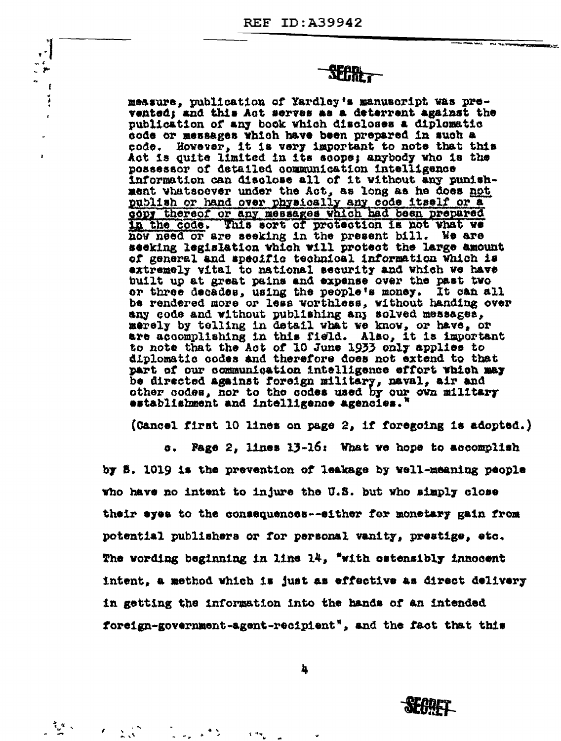measure, publication of Yardley's manuscript was prevented; and this Act serves as a deterrent against the publication of any book which discloses a diplomatic code or messages which have been prepared in such a code. However, it is very important to note that this Act is quite limited in its scope; anybody who is the possessor of detailed communication intelligence information can disclose all of it without any punishment whatsoever under the Act, as long as he does <u>not publish or hand over physically any code itself or a copy thereof or any messages which had been prepared in the code</u>. This sort of protection is not what we now need or are seeking in the present bill. We are seeking legislation which will protect the large amount of general and specific technical information which is extremely vital to national security and which we have built up at great pains and expense over the past two or three decades, using the people's money. It can all be rendered more or less worthless, without handing over any code and without publishing any solved messages, merely by telling in detail what we know, or have, or are accomplishing in this field. Also, it is important to note that the Act of 10 June 1933 only applies to diplomatic codes and therefore does not extend to that part of our communication intelligence effort which may be directed against foreign military, naval, air and other codes, nor to the codes used by our own military establishment and intelligence agencies."

(Cancel first 10 lines on page 2, if foregoing is adopted.)

c. Page 2, lines 13-16: What we hope to accomplish by S. 1019 is the prevention of leakage by well-meaning people who have no intent to injure the U.S. but who simply close their eyes to the consequences--either for monetary gain from potential publishers or for personal vanity, prestige, etc. The wording beginning in line 14, "with ostensibly innocent intent, a method which is just as effective as direct delivery in getting the information into the hands of an intended foreign-government-agent-recipient", and the fact that this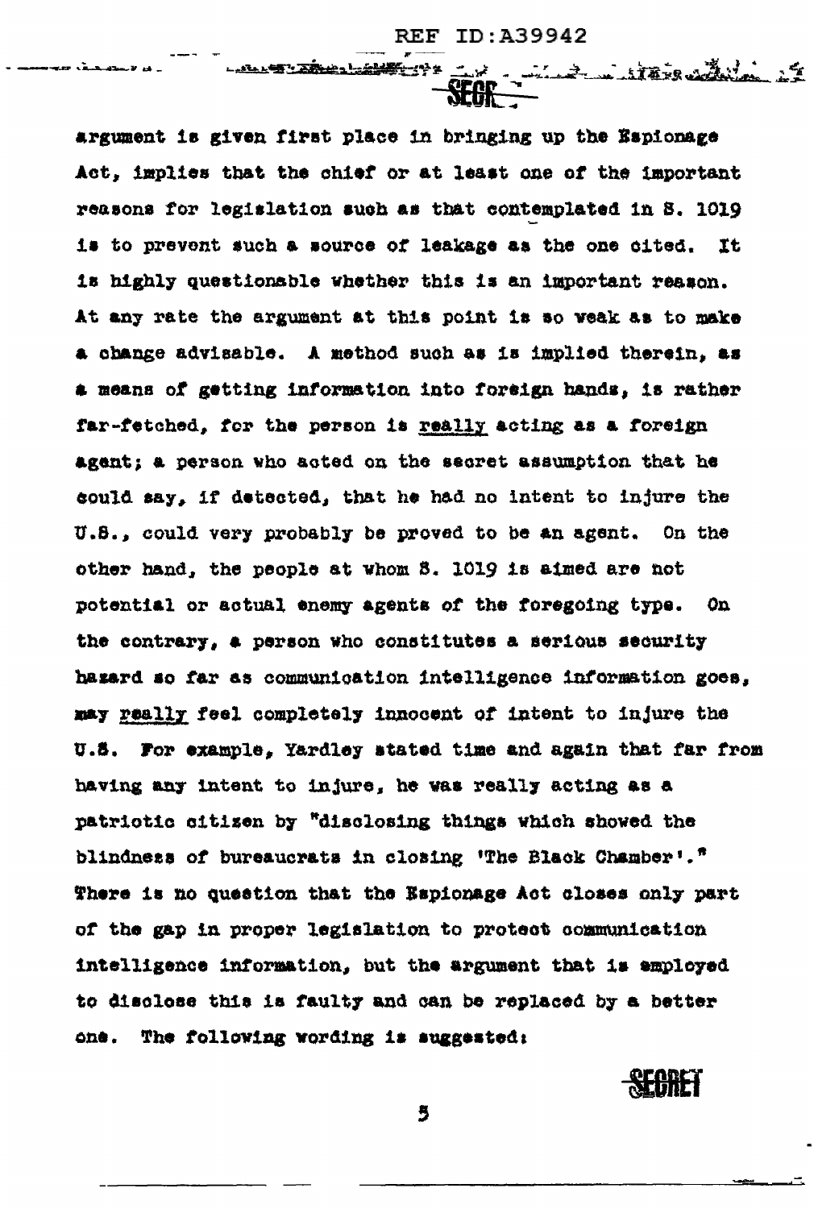argument is given first place in bringing up the Espionage Act, implies that the chief or at least one of the important reasons for legislation such as that contemplated in S. 1019 is to prevent such a source of leakage as the one cited. It is highly questionable whether this is an important reason. At any rate the argument at this point is so weak as to make a change advisable. A method such as is implied therein, as a means of getting information into foreign hands, is rather far-fetched, for the person is _really_ acting as a foreign agent; a person who acted on the secret assumption that he could say, if detected, that he had no intent to injure the U.S., could very probably be proved to be an agent. On the other hand, the people at whom S. 1019 is aimed are not potential or actual enemy agents of the foregoing type. On the contrary, a person who constitutes a serious security hazard so far as communication intelligence information goes, may _really_ feel completely innocent of intent to injure the U.S. For example, Yardley stated time and again that far from having any intent to injure, he was really acting as a patriotic citizen by "disclosing things which showed the blindness of bureaucrats in closing 'The Black Chamber'." There is no question that the Espionage Act closes only part of the gap in proper legislation to protect communication intelligence information, but the argument that is employed to disclose this is faulty and can be replaced by a better one. The following wording is suggested: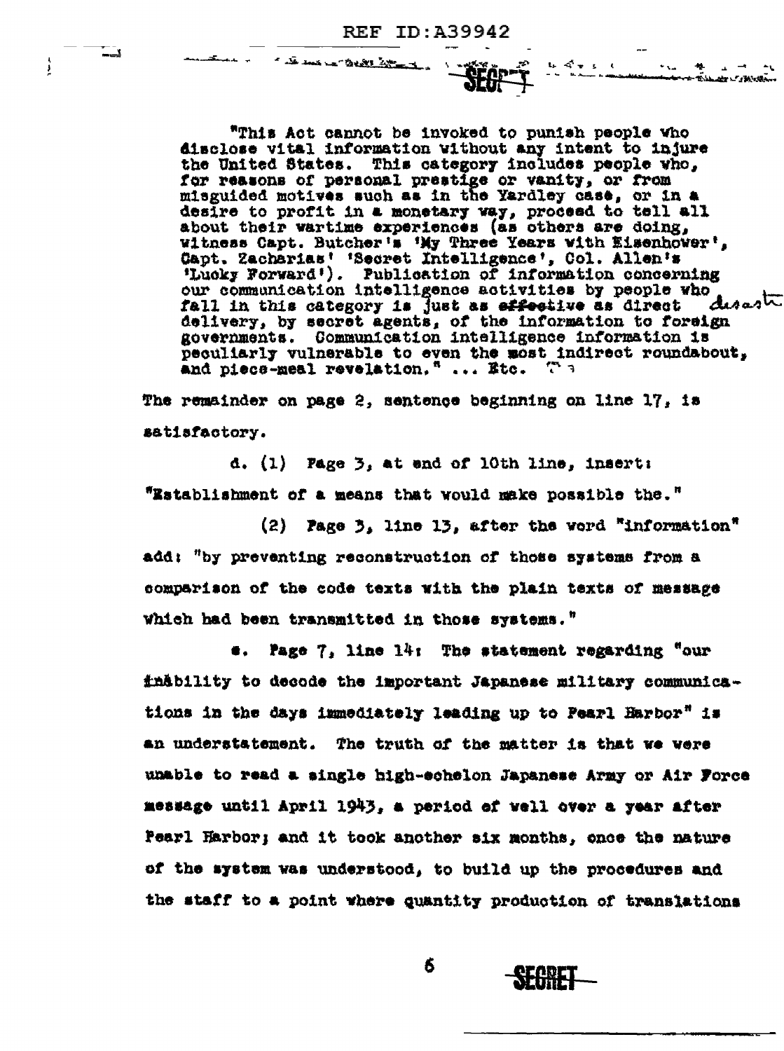"This Act cannot be invoked to punish people who disclose vital information without any intent to injure the United States. This category includes people who, for reasons of personal prestige or vanity, or from misguided motives such as in the Yardley case, or in a desire to profit in a monetary way, proceed to tell all about their wartime experiences (as others are doing, witness Capt. Butcher's 'My Three Years with Eisenhower', Capt. Zacharias' 'Secret Intelligence', Col. Allen's 'Lucky Forward'). Publication of information concerning our communication intelligence activities by people who fall in this category is just as ~~effective~~ disastr as direct delivery, by secret agents, of the information to foreign governments. Communication intelligence information is peculiarly vulnerable to even the most indirect roundabout, and piece-meal revelation." ... Etc.

The remainder on page 2, sentence beginning on line 17, is satisfactory.

d. (1) Page 3, at end of 10th line, insert: "Establishment of a means that would make possible the."

(2) Page 3, line 13, after the word "information" add: "by preventing reconstruction of those systems from a comparison of the code texts with the plain texts of message which had been transmitted in those systems."

e. Page 7, line 14: The statement regarding "our inability to decode the important Japanese military communications in the days immediately leading up to Pearl Harbor" is an understatement. The truth of the matter is that we were unable to read a single high-echelon Japanese Army or Air Force message until April 1943, a period of well over a year after Pearl Harbor; and it took another six months, once the nature of the system was understood, to build up the procedures and the staff to a point where quantity production of translations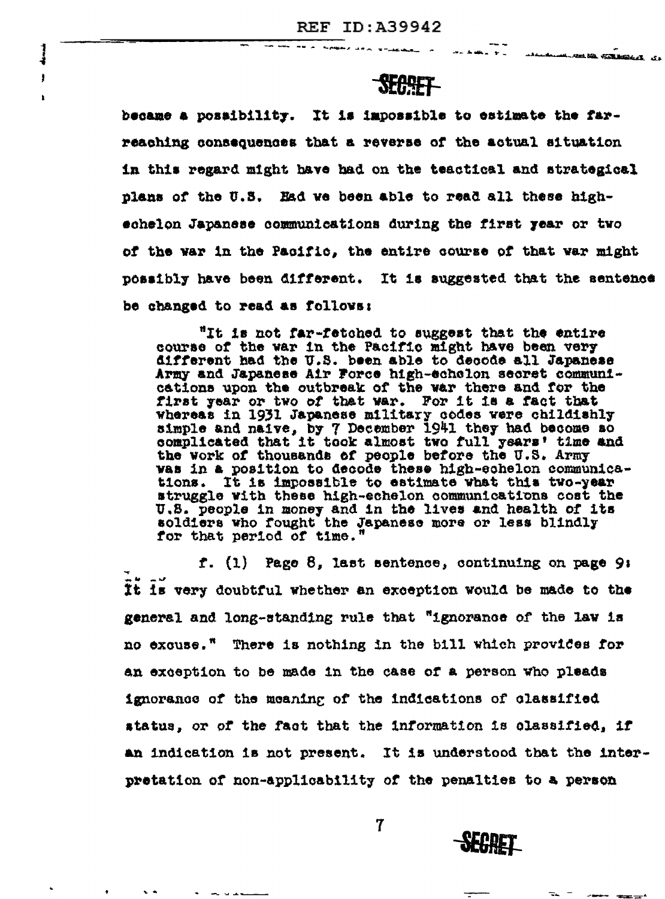became a possibility. It is impossible to estimate the far-reaching consequences that a reverse of the actual situation in this regard might have had on the teactical and strategical plans of the U.S. Had we been able to read all these high-echelon Japanese communications during the first year or two of the war in the Pacific, the entire course of that war might possibly have been different. It is suggested that the sentence be changed to read as follows:

> "It is not far-fetched to suggest that the entire course of the war in the Pacific might have been very different had the U.S. been able to decode all Japanese Army and Japanese Air Force high-echelon secret communications upon the outbreak of the war there and for the first year or two of that war. For it is a fact that whereas in 1931 Japanese military codes were childishly simple and naive, by 7 December 1941 they had become so complicated that it took almost two full years' time and the work of thousands of people before the U.S. Army was in a position to decode these high-echelon communications. It is impossible to estimate what this two-year struggle with these high-echelon communications cost the U.S. people in money and in the lives and health of its soldiers who fought the Japanese more or less blindly for that period of time."

f. (1) Page 8, last sentence, continuing on page 9: It is very doubtful whether an exception would be made to the general and long-standing rule that "ignorance of the law is no excuse." There is nothing in the bill which provides for an exception to be made in the case of a person who pleads ignorance of the meaning of the indications of classified status, or of the fact that the information is classified, if an indication is not present. It is understood that the interpretation of non-applicability of the penalties to a person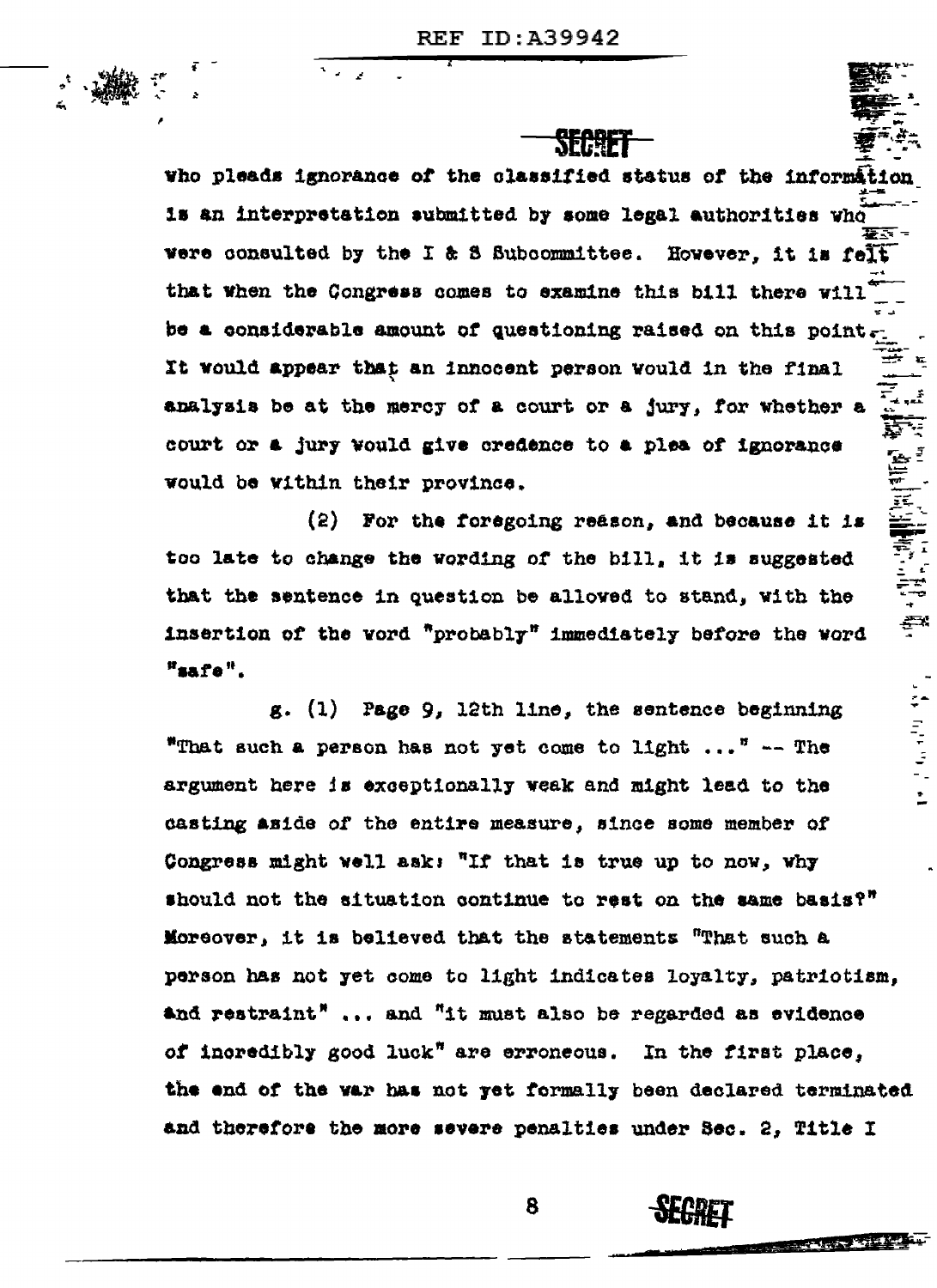who pleads ignorance of the classified status of the information is an interpretation submitted by some legal authorities who were consulted by the I & S Subcommittee. However, it is felt that when the Congress comes to examine this bill there will be a considerable amount of questioning raised on this point. It would appear that an innocent person would in the final analysis be at the mercy of a court or a jury, for whether a court or a jury would give credence to a plea of ignorance would be within their province.

(2) For the foregoing reason, and because it is too late to change the wording of the bill, it is suggested that the sentence in question be allowed to stand, with the insertion of the word "probably" immediately before the word "safe".

g. (1) Page 9, 12th line, the sentence beginning "That such a person has not yet come to light ..." -- The argument here is exceptionally weak and might lead to the casting aside of the entire measure, since some member of Congress might well ask: "If that is true up to now, why should not the situation continue to rest on the same basis?" Moreover, it is believed that the statements "That such a person has not yet come to light indicates loyalty, patriotism, and restraint" ... and "it must also be regarded as evidence of incredibly good luck" are erroneous. In the first place, the end of the war has not yet formally been declared terminated and therefore the more severe penalties under Sec. 2, Title I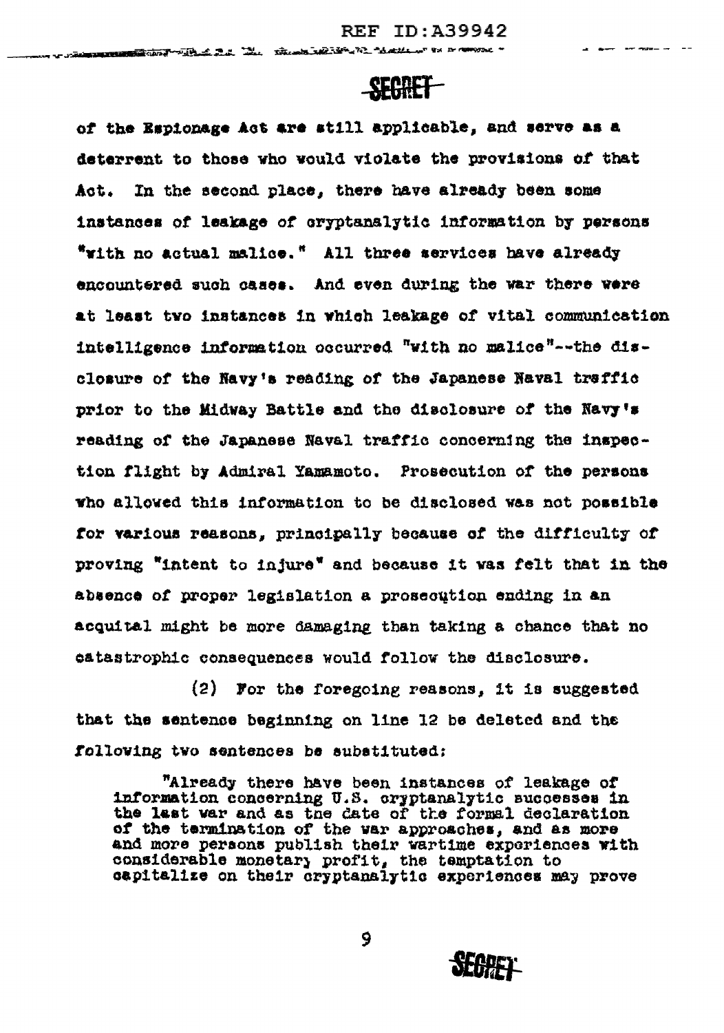of the Espionage Act are still applicable, and serve as a deterrent to those who would violate the provisions of that Act. In the second place, there have already been some instances of leakage of cryptanalytic information by persons "with no actual malice." All three services have already encountered such cases. And even during the war there were at least two instances in which leakage of vital communication intelligence information occurred "with no malice"--the disclosure of the Navy's reading of the Japanese Naval traffic prior to the Midway Battle and the disclosure of the Navy's reading of the Japanese Naval traffic concerning the inspection flight by Admiral Yamamoto. Prosecution of the persons who allowed this information to be disclosed was not possible for various reasons, principally because of the difficulty of proving "intent to injure" and because it was felt that in the absence of proper legislation a prosecution ending in an acquital might be more damaging than taking a chance that no catastrophic consequences would follow the disclosure.

(2) For the foregoing reasons, it is suggested that the sentence beginning on line 12 be deleted and the following two sentences be substituted:

"Already there have been instances of leakage of information concerning U.S. cryptanalytic successes in the last war and as the date of the formal declaration of the termination of the war approaches, and as more and more persons publish their wartime experiences with considerable monetary profit, the temptation to capitalize on their cryptanalytic experiences may prove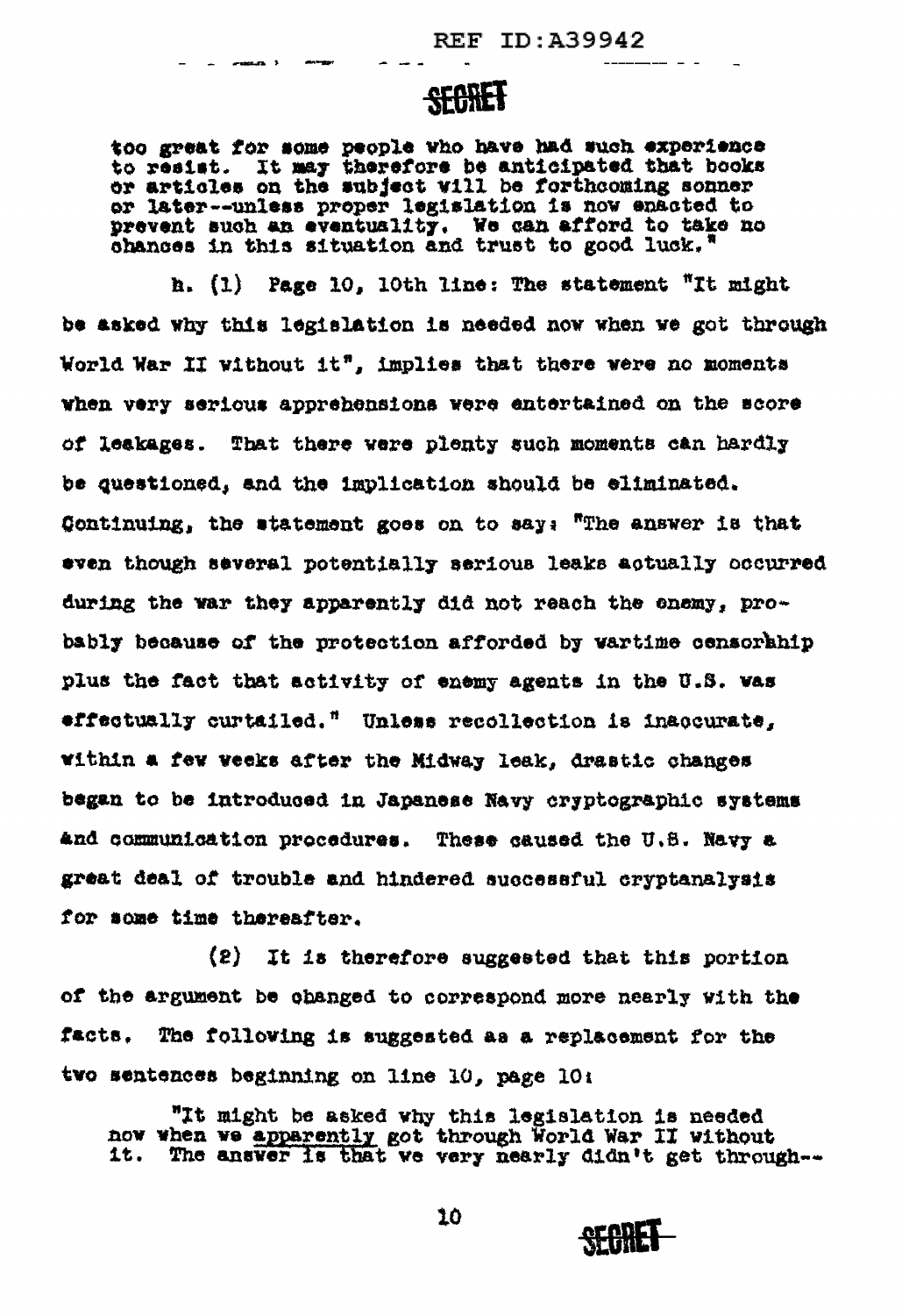too great for some people who have had such experience to resist. It may therefore be anticipated that books or articles on the subject will be forthcoming sonner or later--unless proper legislation is now enacted to prevent such an eventuality. We can afford to take no chances in this situation and trust to good luck."

h. (1) Page 10, 10th line: The statement "It might be asked why this legislation is needed now when we got through World War II without it", implies that there were no moments when very serious apprehensions were entertained on the score of leakages. That there were plenty such moments can hardly be questioned, and the implication should be eliminated. Continuing, the statement goes on to say: "The answer is that even though several potentially serious leaks actually occurred during the war they apparently did not reach the enemy, probably because of the protection afforded by wartime censorship plus the fact that activity of enemy agents in the U.S. was effectually curtailed." Unless recollection is inaccurate, within a few weeks after the Midway leak, drastic changes began to be introduced in Japanese Navy cryptographic systems and communication procedures. These caused the U.S. Navy a great deal of trouble and hindered successful cryptanalysis for some time thereafter.

(2) It is therefore suggested that this portion of the argument be changed to correspond more nearly with the facts. The following is suggested as a replacement for the two sentences beginning on line 10, page 10:

"It might be asked why this legislation is needed now when we apparently got through World War II without it. The answer is that we very nearly didn't get through--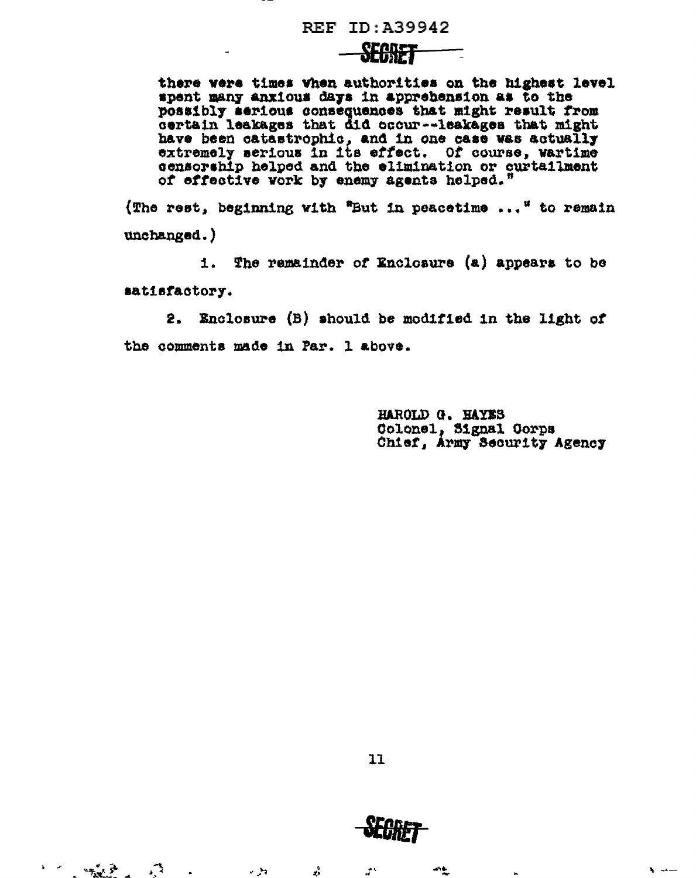there were times when authorities on the highest level spent many anxious days in apprehension as to the possibly serious consequences that might result from certain leakages that did occur--leakages that might have been catastrophic, and in one case was actually extremely serious in its effect. Of course, wartime censorship helped and the elimination or curtailment of effective work by enemy agents helped."

(The rest, beginning with "But in peacetime ..." to remain unchanged.)

i. The remainder of Enclosure (a) appears to be satisfactory.

2. Enclosure (B) should be modified in the light of the comments made in Par. 1 above.

HAROLD G. HAYES
Colonel, Signal Corps
Chief, Army Security Agency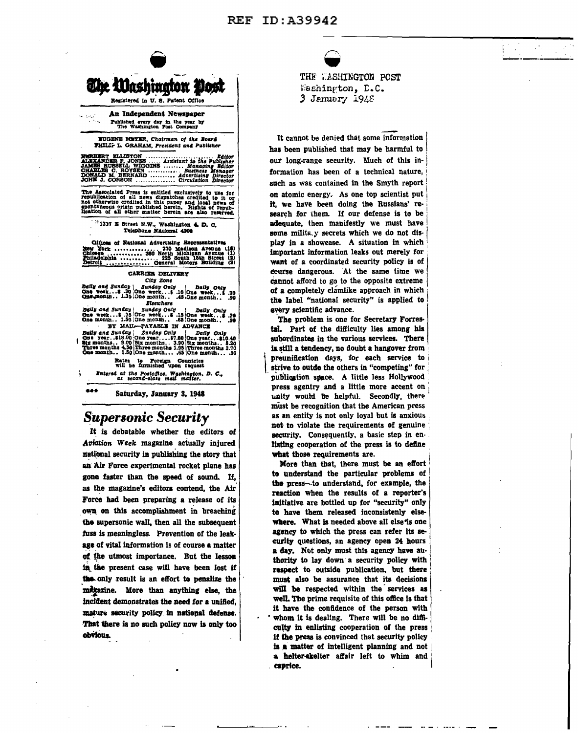THE WASHINGTON POST
Washington, D.C.
3 January 1948

# The Washington Post

Registered in U. S. Patent Office

**An Independent Newspaper**

Published every day in the year by The Washington Post Company

EUGENE MEYER, *Chairman of the Board*
PHILIP L. GRAHAM, *President and Publisher*

| | |
|---|---|
| HERBERT ELLISTON | *Editor* |
| ALEXANDER F. JONES | *Assistant to the Publisher* |
| JAMES RUSSELL WIGGINS | *Managing Editor* |
| CHARLES C. BOYSEN | *Business Manager* |
| DONALD M. BERNARD | *Advertising Director* |
| JOHN J. CORSON | *Circulation Director* |

The Associated Press is entitled exclusively to use for republication of all news dispatches credited to it or not otherwise credited in this paper and local news of spontaneous origin published herein. Rights of republication of all other matter herein are also reserved.

1337 E Street N.W., Washington 4, D. C.
Telephone NAtional 4200

Offices of National Advertising Representatives

| | |
|---|---|
| New York | 270 Madison Avenue (16) |
| Chicago | 360 North Michigan Avenue (1) |
| Philadelphia | 225 South 15th Street (2) |
| Detroit | General Motors Building (2) |

CARRIER DELIVERY

City Zone

| Daily and Sunday | | Sunday Only | | Daily Only | |
|---|---|---|---|---|---|
| One week | $ .30 | One week | $ .10 | One week | $ .20 |
| One month | 1.35 | One month | .45 | One month | .90 |

Elsewhere

| Daily and Sunday | | Sunday Only | | Daily Only | |
|---|---|---|---|---|---|
| One week | $ .35 | One week | $ .15 | One week | $ .20 |
| One month | 1.50 | One month | .65 | One month | .90 |

BY MAIL—PAYABLE IN ADVANCE

| Daily and Sunday | | Sunday Only | | Daily Only | |
|---|---|---|---|---|---|
| One year | $18.00 | One year | $7.80 | One year | $10.40 |
| Six months | 9.00 | Six months | 3.90 | Six months | 5.20 |
| Three months | 4.50 | Three months | 1.95 | Three months | 2.70 |
| One month | 1.50 | One month | .65 | One month | .90 |

Rates to Foreign Countries will be furnished upon request

*Entered at the Postoffice, Washington, D. C., as second-class mail matter.*

Saturday, January 3, 1948

## Supersonic Security

It is debatable whether the editors of *Aviation Week* magazine actually injured national security in publishing the story that an Air Force experimental rocket plane has gone faster than the speed of sound. If, as the magazine's editors contend, the Air Force had been preparing a release of its own on this accomplishment in breaching the supersonic wall, then all the subsequent fuss is meaningless. Prevention of the leakage of vital information is of course a matter of the utmost importance. But the lesson in the present case will have been lost if the only result is an effort to penalize the magazine. More than anything else, the incident demonstrates the need for a unified, mature security policy in national defense. That there is no such policy now is only too obvious.

It cannot be denied that some information has been published that may be harmful to our long-range security. Much of this information has been of a technical nature, such as was contained in the Smyth report on atomic energy. As one top scientist put it, we have been doing the Russians' research for them. If our defense is to be adequate, then manifestly we must have some military secrets which we do not display in a showcase. A situation in which important information leaks out merely for want of a coordinated security policy is of course dangerous. At the same time we cannot afford to go to the opposite extreme of a completely clamlike approach in which the label "national security" is applied to every scientific advance.

The problem is one for Secretary Forrestal. Part of the difficulty lies among his subordinates in the various services. There is still a tendency, no doubt a hangover from preunification days, for each service to strive to outdo the others in "competing" for publication space. A little less Hollywood press agentry and a little more accent on unity would be helpful. Secondly, there must be recognition that the American press as an entity is not only loyal but is anxious not to violate the requirements of genuine security. Consequently, a basic step in enlisting cooperation of the press is to define what those requirements are.

More than that, there must be an effort to understand the particular problems of the press—to understand, for example, the reaction when the results of a reporter's initiative are bottled up for "security" only to have them released inconsistently elsewhere. What is needed above all else is one agency to which the press can refer its security questions, an agency open 24 hours a day. Not only must this agency have authority to lay down a security policy with respect to outside publication, but there must also be assurance that its decisions will be respected within the services as well. The prime requisite of this office is that it have the confidence of the person with whom it is dealing. There will be no difficulty in enlisting cooperation of the press if the press is convinced that security policy is a matter of intelligent planning and not a helter-skelter affair left to whim and caprice.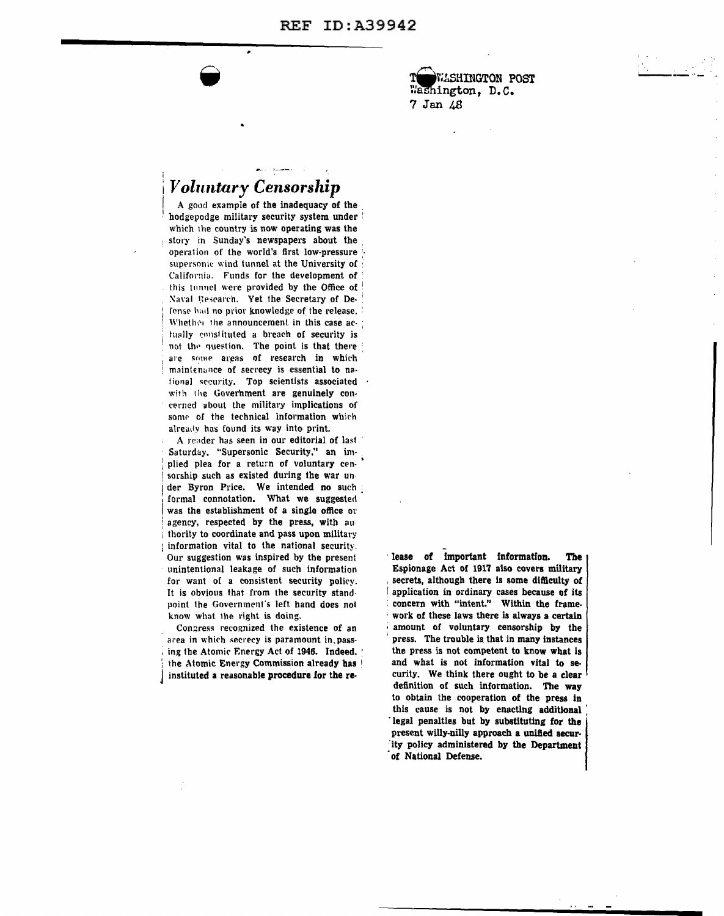THE WASHINGTON POST
Washington, D.C.
7 Jan 48

# *Voluntary Censorship*

A good example of the inadequacy of the hodgepodge military security system under which the country is now operating was the story in Sunday's newspapers about the operation of the world's first low-pressure supersonic wind tunnel at the University of California. Funds for the development of this tunnel were provided by the Office of Naval Research. Yet the Secretary of Defense had no prior knowledge of the release. Whether the announcement in this case actually constituted a breach of security is not the question. The point is that there are some areas of research in which maintenance of secrecy is essential to national security. Top scientists associated with the Government are genuinely concerned about the military implications of some of the technical information which already has found its way into print.

A reader has seen in our editorial of last Saturday, "Supersonic Security," an implied plea for a return of voluntary censorship such as existed during the war under Byron Price. We intended no such formal connotation. What we suggested was the establishment of a single office or agency, respected by the press, with authority to coordinate and pass upon military information vital to the national security. Our suggestion was inspired by the present unintentional leakage of such information for want of a consistent security policy. It is obvious that from the security standpoint the Government's left hand does not know what the right is doing.

Congress recognized the existence of an area in which secrecy is paramount in passing the Atomic Energy Act of 1946. Indeed, the Atomic Energy Commission already has instituted a reasonable procedure for the release of important information. The Espionage Act of 1917 also covers military secrets, although there is some difficulty of application in ordinary cases because of its concern with "intent." Within the framework of these laws there is always a certain amount of voluntary censorship by the press. The trouble is that in many instances the press is not competent to know what is and what is not information vital to security. We think there ought to be a clear definition of such information. The way to obtain the cooperation of the press in this cause is not by enacting additional legal penalties but by substituting for the present willy-nilly approach a unified security policy administered by the Department of National Defense.